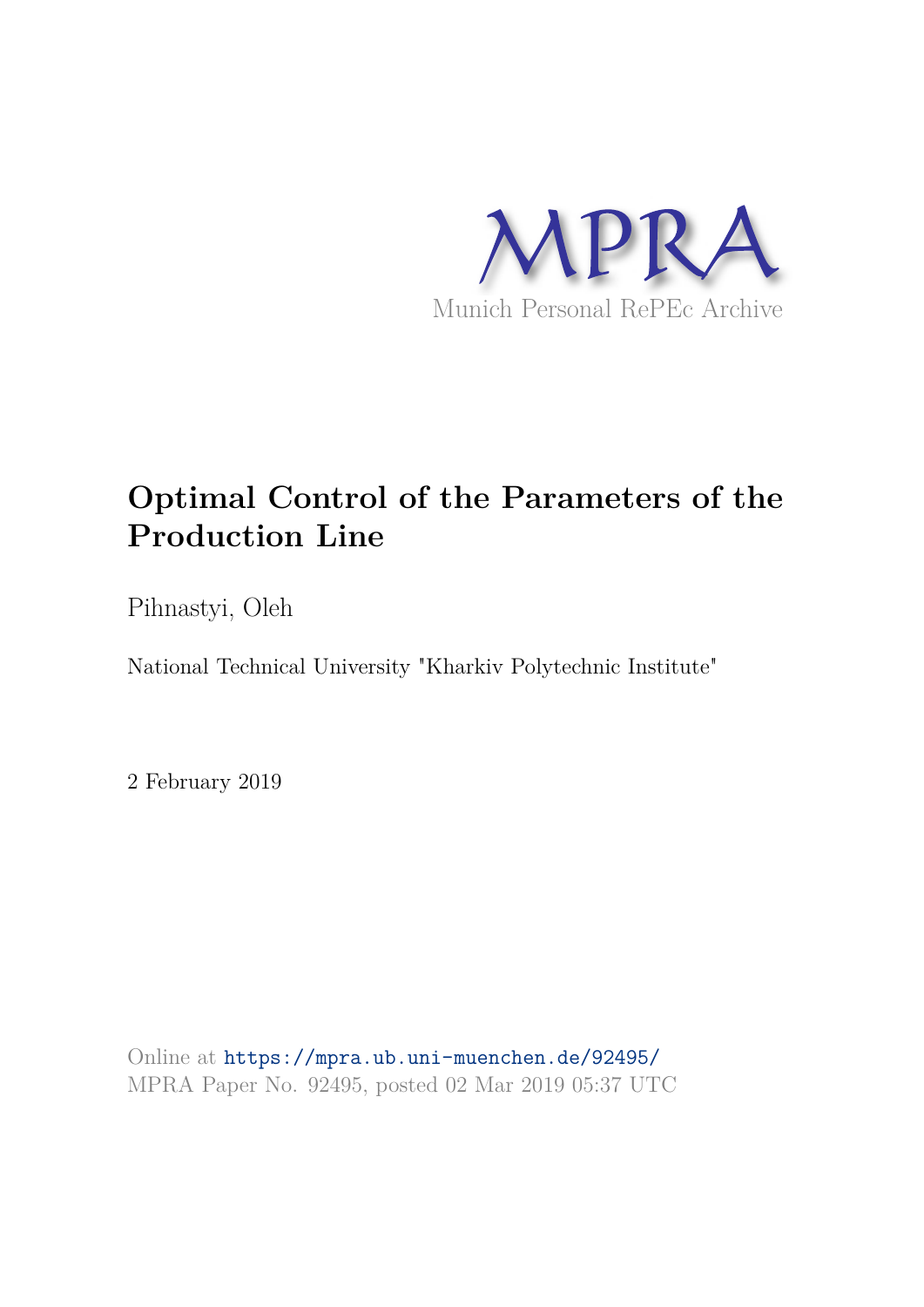MPRA

Munich Personal RePEc Archive

# Optimal Control of the Parameters of the Production Line

Pihnastyi, Oleh

National Technical University "Kharkiv Polytechnic Institute"

2 February 2019

Online at https://mpra.ub.uni-muenchen.de/92495/
MPRA Paper No. 92495, posted 02 Mar 2019 05:37 UTC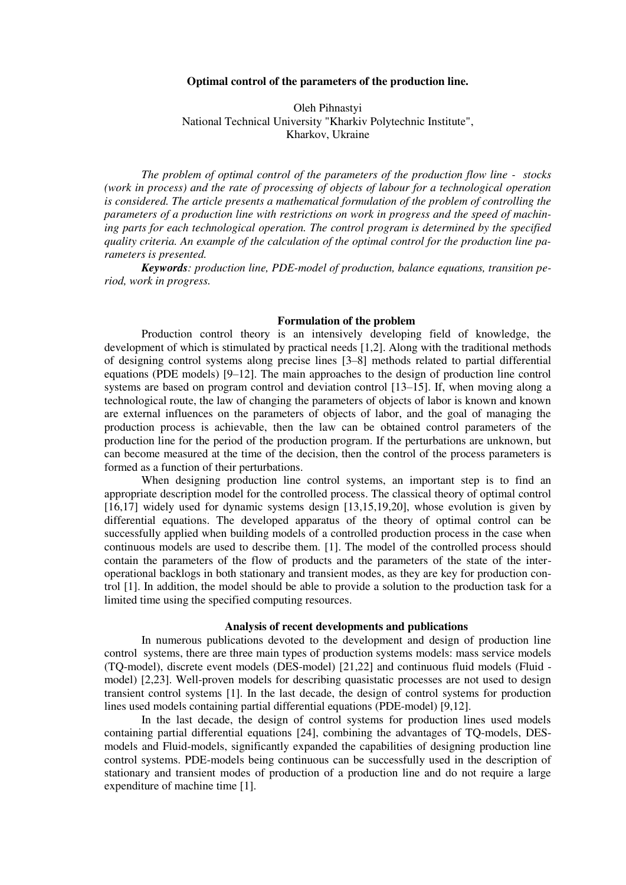# Optimal control of the parameters of the production line.

Oleh Pihnastyi
National Technical University "Kharkiv Polytechnic Institute",
Kharkov, Ukraine

*The problem of optimal control of the parameters of the production flow line - stocks (work in process) and the rate of processing of objects of labour for a technological operation is considered. The article presents a mathematical formulation of the problem of controlling the parameters of a production line with restrictions on work in progress and the speed of machining parts for each technological operation. The control program is determined by the specified quality criteria. An example of the calculation of the optimal control for the production line parameters is presented.*

***Keywords****: production line, PDE-model of production, balance equations, transition period, work in progress.*

## Formulation of the problem

Production control theory is an intensively developing field of knowledge, the development of which is stimulated by practical needs [1,2]. Along with the traditional methods of designing control systems along precise lines [3–8] methods related to partial differential equations (PDE models) [9–12]. The main approaches to the design of production line control systems are based on program control and deviation control [13–15]. If, when moving along a technological route, the law of changing the parameters of objects of labor is known and known are external influences on the parameters of objects of labor, and the goal of managing the production process is achievable, then the law can be obtained control parameters of the production line for the period of the production program. If the perturbations are unknown, but can become measured at the time of the decision, then the control of the process parameters is formed as a function of their perturbations.

When designing production line control systems, an important step is to find an appropriate description model for the controlled process. The classical theory of optimal control [16,17] widely used for dynamic systems design [13,15,19,20], whose evolution is given by differential equations. The developed apparatus of the theory of optimal control can be successfully applied when building models of a controlled production process in the case when continuous models are used to describe them. [1]. The model of the controlled process should contain the parameters of the flow of products and the parameters of the state of the inter-operational backlogs in both stationary and transient modes, as they are key for production control [1]. In addition, the model should be able to provide a solution to the production task for a limited time using the specified computing resources.

## Analysis of recent developments and publications

In numerous publications devoted to the development and design of production line control systems, there are three main types of production systems models: mass service models (TQ-model), discrete event models (DES-model) [21,22] and continuous fluid models (Fluid - model) [2,23]. Well-proven models for describing quasistatic processes are not used to design transient control systems [1]. In the last decade, the design of control systems for production lines used models containing partial differential equations (PDE-model) [9,12].

In the last decade, the design of control systems for production lines used models containing partial differential equations [24], combining the advantages of TQ-models, DES-models and Fluid-models, significantly expanded the capabilities of designing production line control systems. PDE-models being continuous can be successfully used in the description of stationary and transient modes of production of a production line and do not require a large expenditure of machine time [1].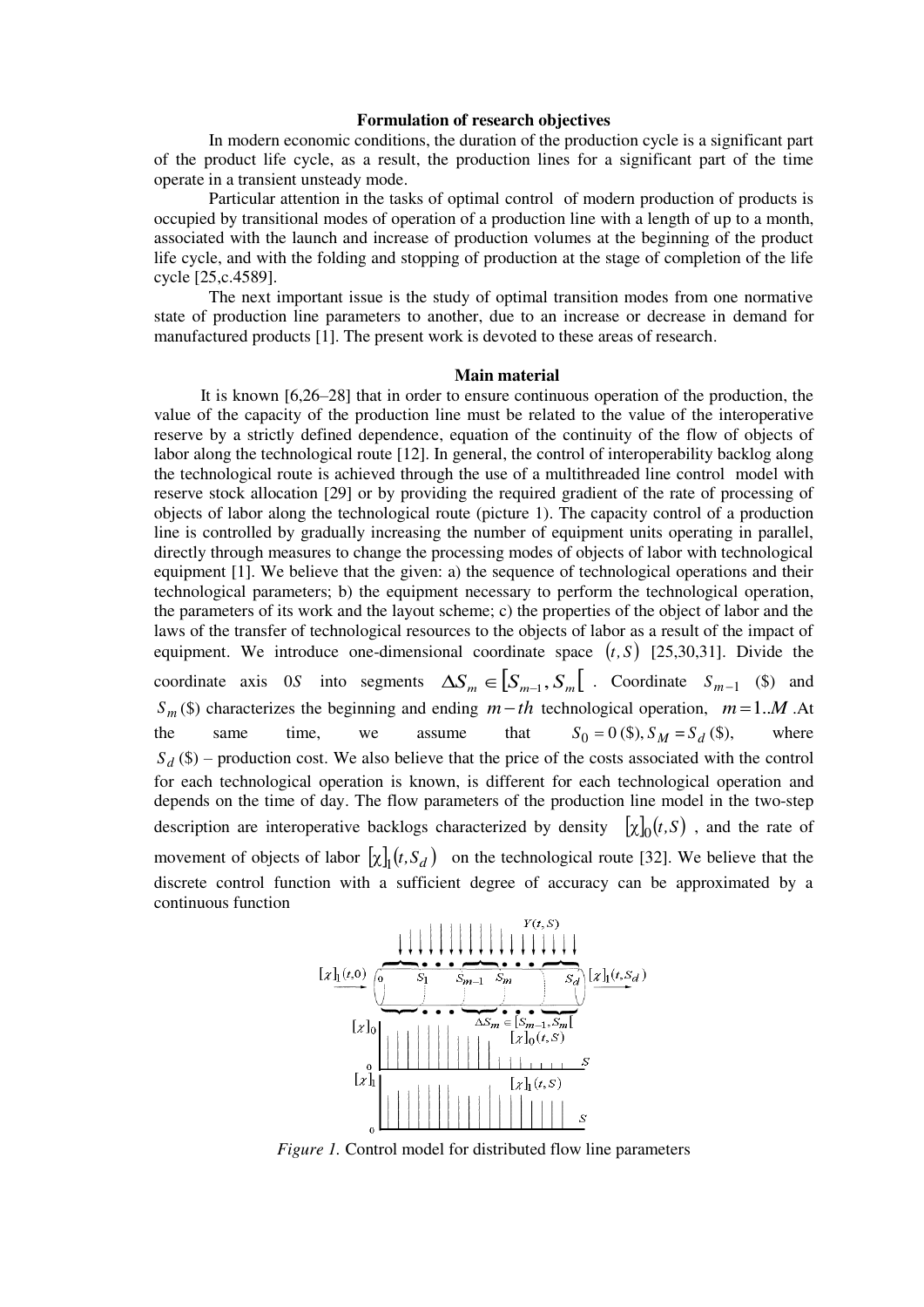**Formulation of research objectives**

In modern economic conditions, the duration of the production cycle is a significant part of the product life cycle, as a result, the production lines for a significant part of the time operate in a transient unsteady mode.

Particular attention in the tasks of optimal control of modern production of products is occupied by transitional modes of operation of a production line with a length of up to a month, associated with the launch and increase of production volumes at the beginning of the product life cycle, and with the folding and stopping of production at the stage of completion of the life cycle [25,c.4589].

The next important issue is the study of optimal transition modes from one normative state of production line parameters to another, due to an increase or decrease in demand for manufactured products [1]. The present work is devoted to these areas of research.

**Main material**

It is known [6,26–28] that in order to ensure continuous operation of the production, the value of the capacity of the production line must be related to the value of the interoperative reserve by a strictly defined dependence, equation of the continuity of the flow of objects of labor along the technological route [12]. In general, the control of interoperability backlog along the technological route is achieved through the use of a multithreaded line control model with reserve stock allocation [29] or by providing the required gradient of the rate of processing of objects of labor along the technological route (picture 1). The capacity control of a production line is controlled by gradually increasing the number of equipment units operating in parallel, directly through measures to change the processing modes of objects of labor with technological equipment [1]. We believe that the given: a) the sequence of technological operations and their technological parameters; b) the equipment necessary to perform the technological operation, the parameters of its work and the layout scheme; c) the properties of the object of labor and the laws of the transfer of technological resources to the objects of labor as a result of the impact of equipment. We introduce one-dimensional coordinate space $(t, S)$ [25,30,31]. Divide the coordinate axis $0S$ into segments $\Delta S_m \in [S_{m-1}, S_m[$ . Coordinate $S_{m-1}$ (\$) and $S_m$ (\$) characterizes the beginning and ending $m-th$ technological operation, $m=1..M$ .At the same time, we assume that $S_0 = 0$ (\$), $S_M = S_d$ (\$), where $S_d$ (\$) – production cost. We also believe that the price of the costs associated with the control for each technological operation is known, is different for each technological operation and depends on the time of day. The flow parameters of the production line model in the two-step description are interoperative backlogs characterized by density $[\chi]_0(t,S)$ , and the rate of movement of objects of labor $[\chi]_1(t,S_d)$ on the technological route [32]. We believe that the discrete control function with a sufficient degree of accuracy can be approximated by a continuous function

*Figure 1.* Control model for distributed flow line parameters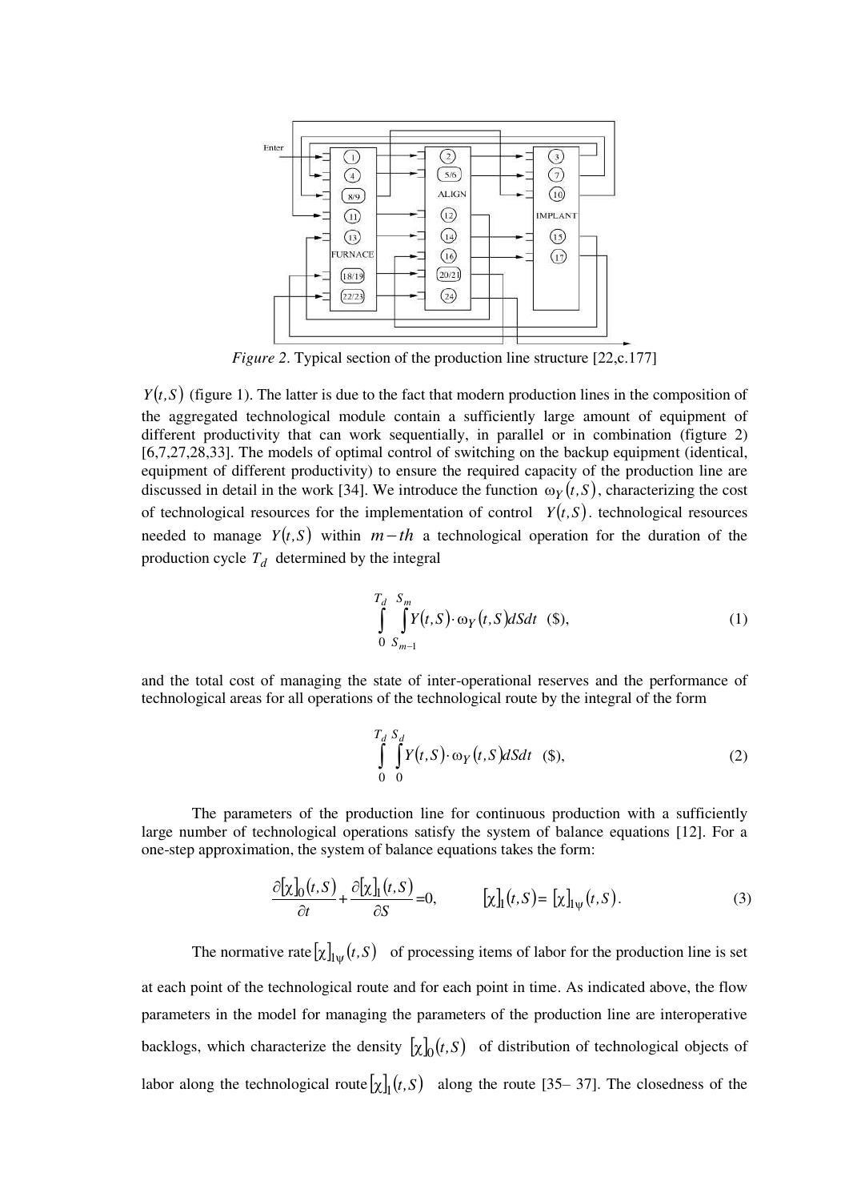*Figure 2*. Typical section of the production line structure [22,c.177]

$Y(t,S)$ (figure 1). The latter is due to the fact that modern production lines in the composition of the aggregated technological module contain a sufficiently large amount of equipment of different productivity that can work sequentially, in parallel or in combination (figure 2) [6,7,27,28,33]. The models of optimal control of switching on the backup equipment (identical, equipment of different productivity) to ensure the required capacity of the production line are discussed in detail in the work [34]. We introduce the function $\omega_Y(t,S)$, characterizing the cost of technological resources for the implementation of control $Y(t,S)$. technological resources needed to manage $Y(t,S)$ within $m-th$ a technological operation for the duration of the production cycle $T_d$ determined by the integral

$$\int_0^{T_d} \int_{S_{m-1}}^{S_m} Y(t,S) \cdot \omega_Y(t,S) dSdt \quad (\$), \tag{1}$$

and the total cost of managing the state of inter-operational reserves and the performance of technological areas for all operations of the technological route by the integral of the form

$$\int_0^{T_d} \int_0^{S_d} Y(t,S) \cdot \omega_Y(t,S) dSdt \quad (\$), \tag{2}$$

The parameters of the production line for continuous production with a sufficiently large number of technological operations satisfy the system of balance equations [12]. For a one-step approximation, the system of balance equations takes the form:

$$\frac{\partial [\chi]_0(t,S)}{\partial t} + \frac{\partial [\chi]_1(t,S)}{\partial S} = 0, \qquad [\chi]_1(t,S) = [\chi]_{1\psi}(t,S). \tag{3}$$

The normative rate $[\chi]_{1\psi}(t,S)$ of processing items of labor for the production line is set at each point of the technological route and for each point in time. As indicated above, the flow parameters in the model for managing the parameters of the production line are interoperative backlogs, which characterize the density $[\chi]_0(t,S)$ of distribution of technological objects of labor along the technological route $[\chi]_1(t,S)$ along the route [35– 37]. The closedness of the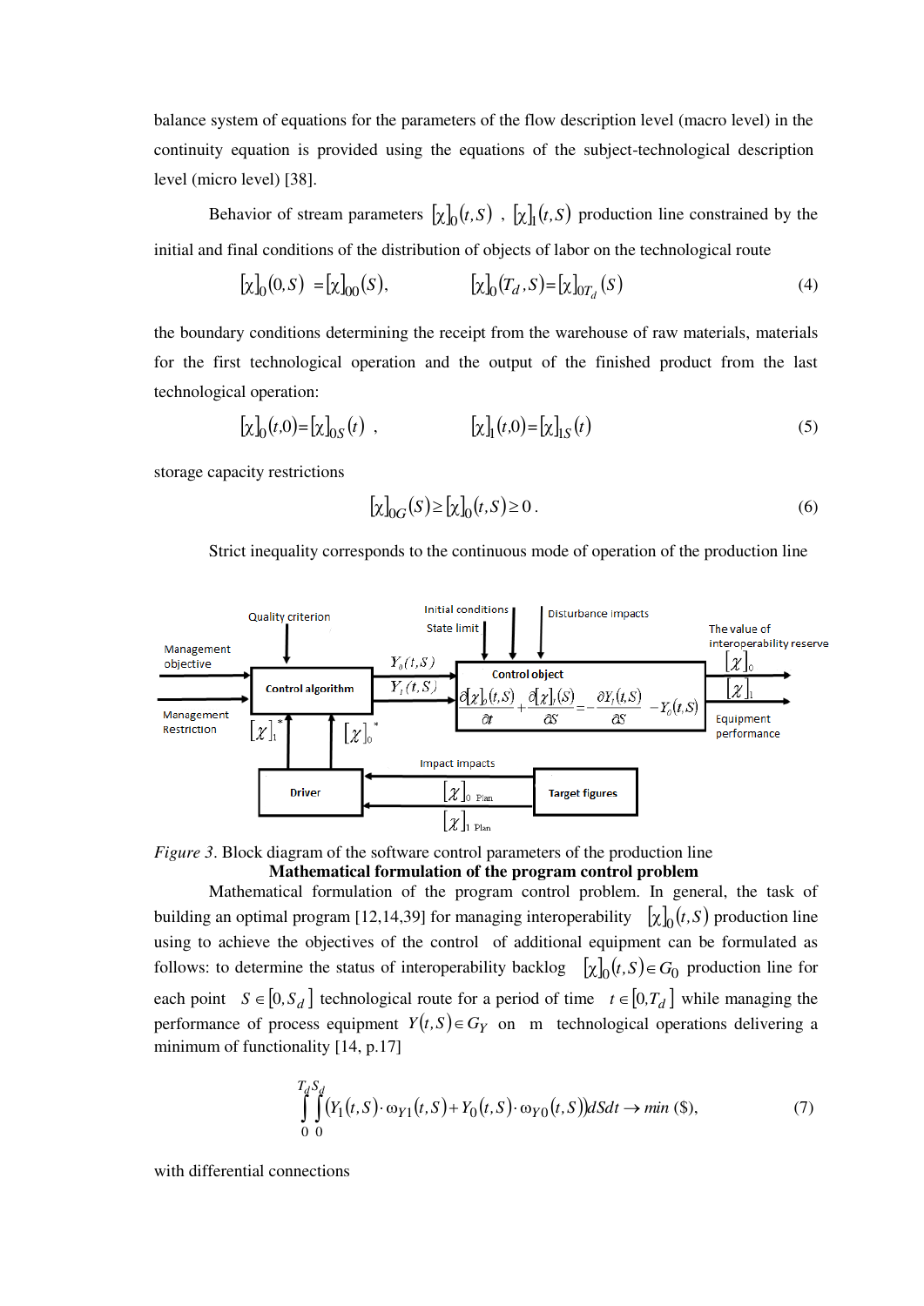balance system of equations for the parameters of the flow description level (macro level) in the continuity equation is provided using the equations of the subject-technological description level (micro level) [38].

Behavior of stream parameters $[\chi]_0(t,S)$ , $[\chi]_1(t,S)$ production line constrained by the initial and final conditions of the distribution of objects of labor on the technological route

$$[\chi]_0(0,S) = [\chi]_{00}(S), \qquad [\chi]_0(T_d,S) = [\chi]_{0T_d}(S) \tag{4}$$

the boundary conditions determining the receipt from the warehouse of raw materials, materials for the first technological operation and the output of the finished product from the last technological operation:

$$[\chi]_0(t,0) = [\chi]_{0S}(t) \ , \qquad [\chi]_1(t,0) = [\chi]_{1S}(t) \tag{5}$$

storage capacity restrictions

$$[\chi]_{0G}(S) \geq [\chi]_0(t,S) \geq 0 . \tag{6}$$

Strict inequality corresponds to the continuous mode of operation of the production line

*Figure 3*. Block diagram of the software control parameters of the production line

**Mathematical formulation of the program control problem**

Mathematical formulation of the program control problem. In general, the task of building an optimal program [12,14,39] for managing interoperability $[\chi]_0(t,S)$ production line using to achieve the objectives of the control of additional equipment can be formulated as follows: to determine the status of interoperability backlog $[\chi]_0(t,S) \in G_0$ production line for each point $S \in [0, S_d]$ technological route for a period of time $t \in [0, T_d]$ while managing the performance of process equipment $Y(t,S) \in G_Y$ on m technological operations delivering a minimum of functionality [14, p.17]

$$\int_0^{T_d}\int_0^{S_d} \left(Y_1(t,S)\cdot \omega_{Y1}(t,S) + Y_0(t,S)\cdot \omega_{Y0}(t,S)\right) dS dt \rightarrow min \ (\$), \tag{7}$$

with differential connections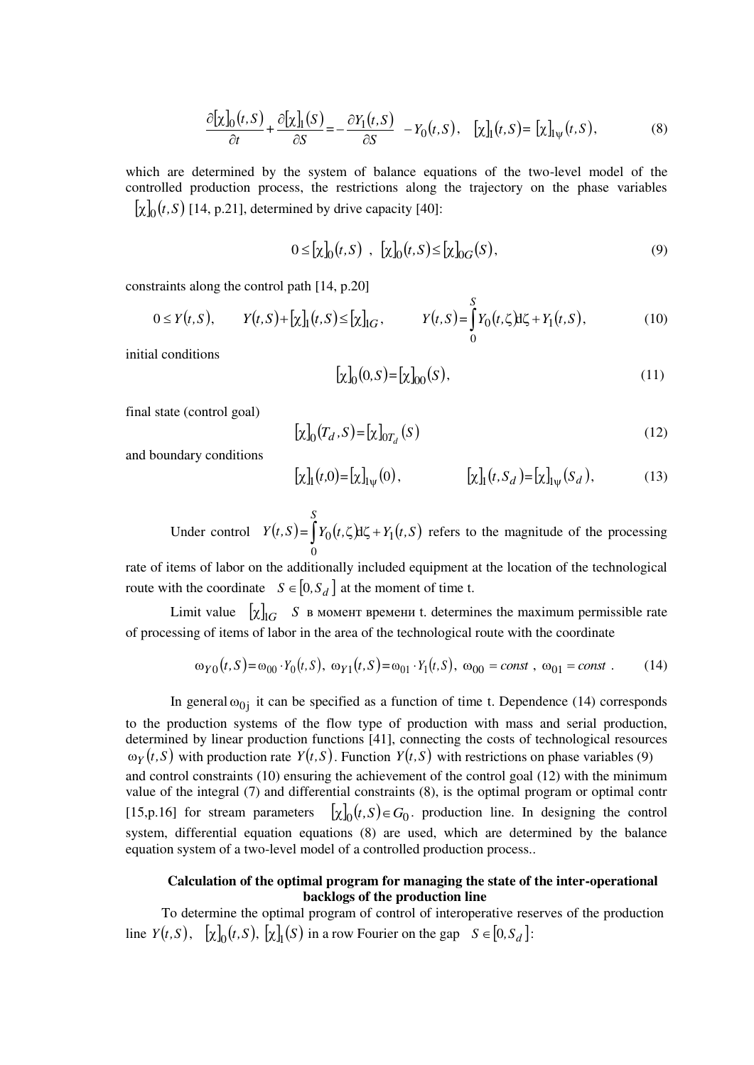$$\frac{\partial[\chi]_0(t,S)}{\partial t}+\frac{\partial[\chi]_1(S)}{\partial S}=-\frac{\partial Y_1(t,S)}{\partial S}\quad -Y_0(t,S),\quad [\chi]_1(t,S)=[\chi]_{1\psi}(t,S), \tag{8}$$

which are determined by the system of balance equations of the two-level model of the controlled production process, the restrictions along the trajectory on the phase variables $[\chi]_0(t,S)$ [14, p.21], determined by drive capacity [40]:

$$0\le[\chi]_0(t,S)\ ,\ [\chi]_0(t,S)\le[\chi]_{0G}(S), \tag{9}$$

constraints along the control path [14, p.20]

$$0\le Y(t,S),\qquad Y(t,S)+[\chi]_1(t,S)\le[\chi]_{1G},\qquad Y(t,S)=\int_0^S Y_0(t,\zeta)d\zeta+Y_1(t,S), \tag{10}$$

initial conditions

$$[\chi]_0(0,S)=[\chi]_{00}(S), \tag{11}$$

final state (control goal)

$$[\chi]_0(T_d,S)=[\chi]_{0T_d}(S) \tag{12}$$

and boundary conditions

$$[\chi]_1(t,0)=[\chi]_{1\psi}(0),\qquad\qquad [\chi]_1(t,S_d)=[\chi]_{1\psi}(S_d), \tag{13}$$

Under control $Y(t,S)=\int_0^S Y_0(t,\zeta)d\zeta+Y_1(t,S)$ refers to the magnitude of the processing rate of items of labor on the additionally included equipment at the location of the technological route with the coordinate $S\in[0,S_d]$ at the moment of time t.

Limit value $[\chi]_{1G}$ $S$ в момент времени t. determines the maximum permissible rate of processing of items of labor in the area of the technological route with the coordinate

$$\omega_{Y0}(t,S)=\omega_{00}\cdot Y_0(t,S),\ \omega_{Y1}(t,S)=\omega_{01}\cdot Y_1(t,S),\ \omega_{00}=const\ ,\ \omega_{01}=const\ . \tag{14}$$

In general $\omega_{0j}$ it can be specified as a function of time t. Dependence (14) corresponds to the production systems of the flow type of production with mass and serial production, determined by linear production functions [41], connecting the costs of technological resources $\omega_Y(t,S)$ with production rate $Y(t,S)$. Function $Y(t,S)$ with restrictions on phase variables (9) and control constraints (10) ensuring the achievement of the control goal (12) with the minimum value of the integral (7) and differential constraints (8), is the optimal program or optimal contr [15,p.16] for stream parameters $[\chi]_0(t,S)\in G_0$. production line. In designing the control system, differential equation equations (8) are used, which are determined by the balance equation system of a two-level model of a controlled production process..

**Calculation of the optimal program for managing the state of the inter-operational backlogs of the production line**

To determine the optimal program of control of interoperative reserves of the production line $Y(t,S)$, $[\chi]_0(t,S)$, $[\chi]_1(S)$ in a row Fourier on the gap $S\in[0,S_d]$: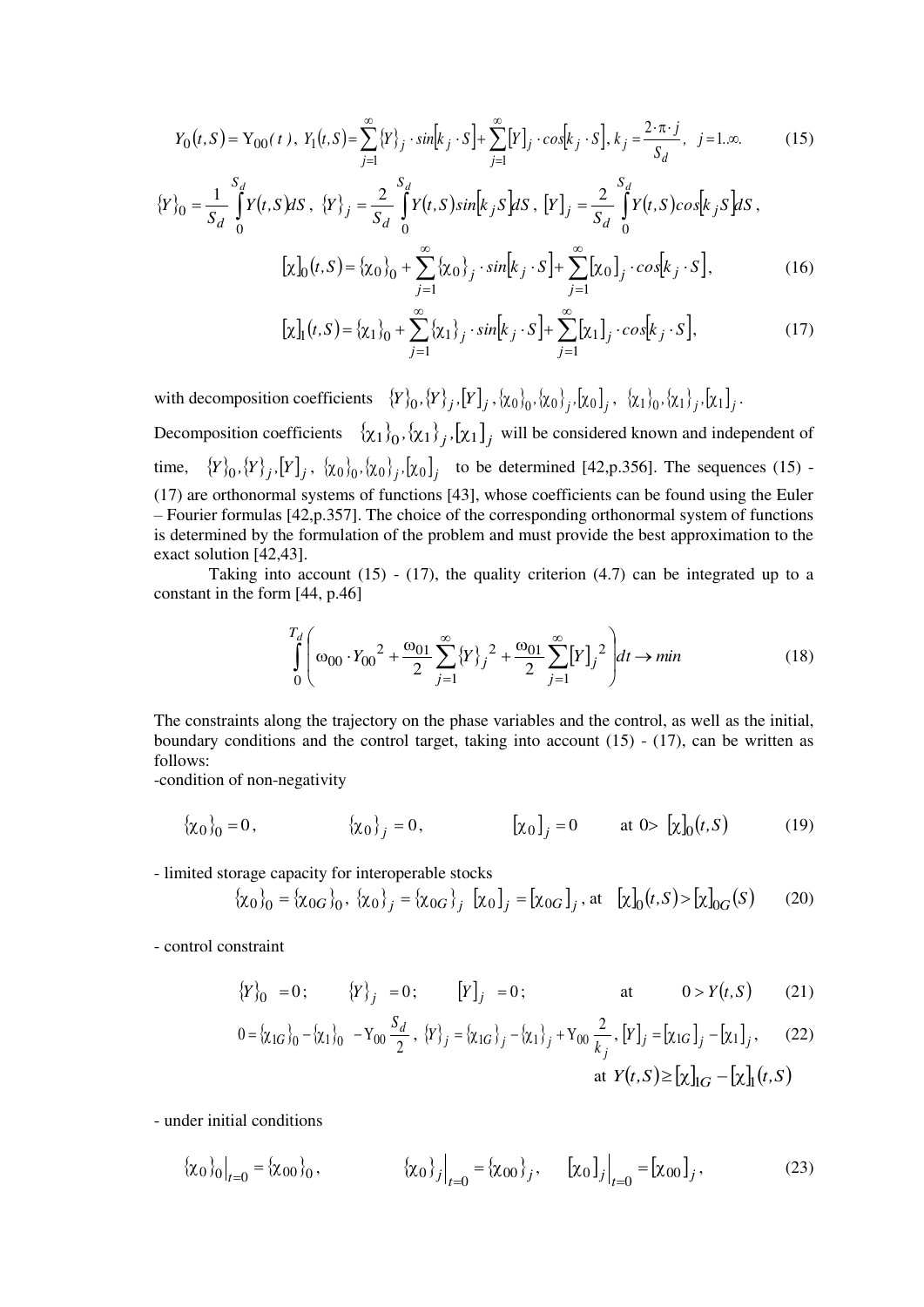$$Y_0(t,S) = \mathrm{Y}_{00}(t),\; Y_1(t,S) = \sum_{j=1}^{\infty} \{Y\}_j \cdot \sin[k_j \cdot S] + \sum_{j=1}^{\infty} [Y]_j \cdot \cos[k_j \cdot S],\; k_j = \frac{2 \cdot \pi \cdot j}{S_d},\quad j = 1..\infty. \tag{15}$$

$$\{Y\}_0 = \frac{1}{S_d} \int_0^{S_d} Y(t,S) dS,\; \{Y\}_j = \frac{2}{S_d} \int_0^{S_d} Y(t,S) \sin[k_j S] dS,\; [Y]_j = \frac{2}{S_d} \int_0^{S_d} Y(t,S) \cos[k_j S] dS,$$

$$[\chi]_0(t,S) = \{\chi_0\}_0 + \sum_{j=1}^{\infty} \{\chi_0\}_j \cdot \sin[k_j \cdot S] + \sum_{j=1}^{\infty} [\chi_0]_j \cdot \cos[k_j \cdot S], \tag{16}$$

$$[\chi]_1(t,S) = \{\chi_1\}_0 + \sum_{j=1}^{\infty} \{\chi_1\}_j \cdot \sin[k_j \cdot S] + \sum_{j=1}^{\infty} [\chi_1]_j \cdot \cos[k_j \cdot S], \tag{17}$$

with decomposition coefficients $\{Y\}_0, \{Y\}_j, [Y]_j, \{\chi_0\}_0, \{\chi_0\}_j, [\chi_0]_j,\; \{\chi_1\}_0, \{\chi_1\}_j, [\chi_1]_j$.

Decomposition coefficients $\{\chi_1\}_0, \{\chi_1\}_j, [\chi_1]_j$ will be considered known and independent of time, $\{Y\}_0, \{Y\}_j, [Y]_j,\; \{\chi_0\}_0, \{\chi_0\}_j, [\chi_0]_j$ to be determined [42,p.356]. The sequences (15) - (17) are orthonormal systems of functions [43], whose coefficients can be found using the Euler – Fourier formulas [42,p.357]. The choice of the corresponding orthonormal system of functions is determined by the formulation of the problem and must provide the best approximation to the exact solution [42,43].

Taking into account (15) - (17), the quality criterion (4.7) can be integrated up to a constant in the form [44, p.46]

$$\int_0^{T_d} \left( \omega_{00} \cdot Y_{00}{}^2 + \frac{\omega_{01}}{2} \sum_{j=1}^{\infty} \{Y\}_j{}^2 + \frac{\omega_{01}}{2} \sum_{j=1}^{\infty} [Y]_j{}^2 \right) dt \to min \tag{18}$$

The constraints along the trajectory on the phase variables and the control, as well as the initial, boundary conditions and the control target, taking into account (15) - (17), can be written as follows:

-condition of non-negativity

$$\{\chi_0\}_0 = 0, \qquad \{\chi_0\}_j = 0, \qquad [\chi_0]_j = 0 \qquad \text{at } 0 > [\chi]_0(t,S) \tag{19}$$

- limited storage capacity for interoperable stocks

$$\{\chi_0\}_0 = \{\chi_{0G}\}_0,\; \{\chi_0\}_j = \{\chi_{0G}\}_j\;\; [\chi_0]_j = [\chi_{0G}]_j,\; \text{at}\;\; [\chi]_0(t,S) > [\chi]_{0G}(S) \tag{20}$$

- control constraint

$$\{Y\}_0 = 0; \qquad \{Y\}_j = 0; \qquad [Y]_j = 0; \qquad \text{at} \qquad 0 > Y(t,S) \tag{21}$$

$$0 = \{\chi_{1G}\}_0 - \{\chi_1\}_0 - \mathrm{Y}_{00} \frac{S_d}{2},\; \{Y\}_j = \{\chi_{1G}\}_j - \{\chi_1\}_j + \mathrm{Y}_{00} \frac{2}{k_j},\; [Y]_j = [\chi_{1G}]_j - [\chi_1]_j, \tag{22}$$

$$\text{at } Y(t,S) \geq [\chi]_{1G} - [\chi]_1(t,S)$$

- under initial conditions

$$\{\chi_0\}_0\big|_{t=0} = \{\chi_{00}\}_0, \qquad \{\chi_0\}_j\big|_{t=0} = \{\chi_{00}\}_j, \qquad [\chi_0]_j\big|_{t=0} = [\chi_{00}]_j, \tag{23}$$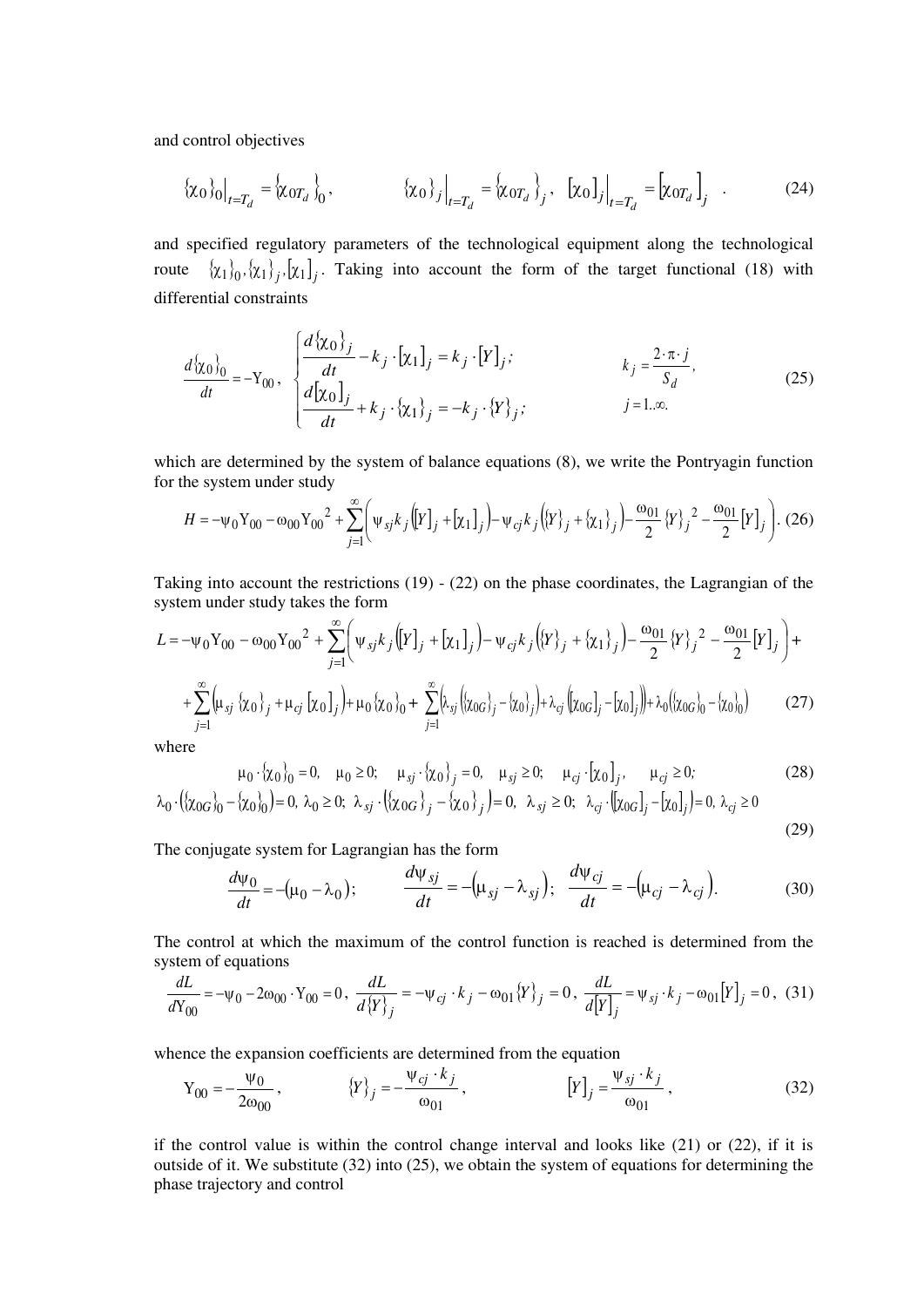and control objectives

$$\{\chi_0\}_0\Big|_{t=T_d} = \{\chi_{0T_d}\}_0, \qquad \{\chi_0\}_j\Big|_{t=T_d} = \{\chi_{0T_d}\}_j, \quad [\chi_0]_j\Big|_{t=T_d} = [\chi_{0T_d}]_j \quad . \tag{24}$$

and specified regulatory parameters of the technological equipment along the technological route $\{\chi_1\}_0, \{\chi_1\}_j, [\chi_1]_j$. Taking into account the form of the target functional (18) with differential constraints

$$\frac{d\{\chi_0\}_0}{dt} = -\Upsilon_{00}, \quad \begin{cases} \dfrac{d\{\chi_0\}_j}{dt} - k_j \cdot [\chi_1]_j = k_j \cdot [Y]_j; \\ \dfrac{d[\chi_0]_j}{dt} + k_j \cdot \{\chi_1\}_j = -k_j \cdot \{Y\}_j; \end{cases} \qquad k_j = \frac{2 \cdot \pi \cdot j}{S_d}, \quad j = 1..\infty. \tag{25}$$

which are determined by the system of balance equations (8), we write the Pontryagin function for the system under study

$$H = -\psi_0 \Upsilon_{00} - \omega_{00} \Upsilon_{00}^{\;2} + \sum_{j=1}^{\infty} \left( \psi_{sj} k_j \left([Y]_j + [\chi_1]_j\right) - \psi_{cj} k_j \left(\{Y\}_j + \{\chi_1\}_j\right) - \frac{\omega_{01}}{2}\{Y\}_j^{\;2} - \frac{\omega_{01}}{2}[Y]_j \right). \tag{26}$$

Taking into account the restrictions (19) - (22) on the phase coordinates, the Lagrangian of the system under study takes the form

$$\begin{aligned} L = & -\psi_0 \Upsilon_{00} - \omega_{00} \Upsilon_{00}^{\;2} + \sum_{j=1}^{\infty} \left( \psi_{sj} k_j \left([Y]_j + [\chi_1]_j\right) - \psi_{cj} k_j \left(\{Y\}_j + \{\chi_1\}_j\right) - \frac{\omega_{01}}{2}\{Y\}_j^{\;2} - \frac{\omega_{01}}{2}[Y]_j \right) + \\ & + \sum_{j=1}^{\infty} \left( \mu_{sj} \{\chi_0\}_j + \mu_{cj} [\chi_0]_j \right) + \mu_0 \{\chi_0\}_0 + \sum_{j=1}^{\infty} \left( \lambda_{sj} \left(\{\chi_{0G}\}_j - \{\chi_0\}_j\right) + \lambda_{cj} \left([\chi_{0G}]_j - [\chi_0]_j\right) \right) + \lambda_0 \left(\{\chi_{0G}\}_0 - \{\chi_0\}_0\right) \end{aligned} \tag{27}$$

where

$$\mu_0 \cdot \{\chi_0\}_0 = 0, \quad \mu_0 \ge 0; \quad \mu_{sj} \cdot \{\chi_0\}_j = 0, \quad \mu_{sj} \ge 0; \quad \mu_{cj} \cdot [\chi_0]_j, \quad \mu_{cj} \ge 0; \tag{28}$$

$$\lambda_0 \cdot \left(\{\chi_{0G}\}_0 - \{\chi_0\}_0\right) = 0, \; \lambda_0 \ge 0; \; \lambda_{sj} \cdot \left(\{\chi_{0G}\}_j - \{\chi_0\}_j\right) = 0, \; \lambda_{sj} \ge 0; \; \lambda_{cj} \cdot \left([\chi_{0G}]_j - [\chi_0]_j\right) = 0, \; \lambda_{cj} \ge 0 \tag{29}$$

The conjugate system for Lagrangian has the form

$$\frac{d\psi_0}{dt} = -(\mu_0 - \lambda_0); \qquad \frac{d\psi_{sj}}{dt} = -\left(\mu_{sj} - \lambda_{sj}\right); \quad \frac{d\psi_{cj}}{dt} = -\left(\mu_{cj} - \lambda_{cj}\right). \tag{30}$$

The control at which the maximum of the control function is reached is determined from the system of equations

$$\frac{dL}{d\Upsilon_{00}} = -\psi_0 - 2\omega_{00} \cdot \Upsilon_{00} = 0, \; \frac{dL}{d\{Y\}_j} = -\psi_{cj} \cdot k_j - \omega_{01}\{Y\}_j = 0, \; \frac{dL}{d[Y]_j} = \psi_{sj} \cdot k_j - \omega_{01}[Y]_j = 0, \tag{31}$$

whence the expansion coefficients are determined from the equation

$$\Upsilon_{00} = -\frac{\psi_0}{2\omega_{00}}, \qquad \{Y\}_j = -\frac{\psi_{cj} \cdot k_j}{\omega_{01}}, \qquad [Y]_j = \frac{\psi_{sj} \cdot k_j}{\omega_{01}}, \tag{32}$$

if the control value is within the control change interval and looks like (21) or (22), if it is outside of it. We substitute (32) into (25), we obtain the system of equations for determining the phase trajectory and control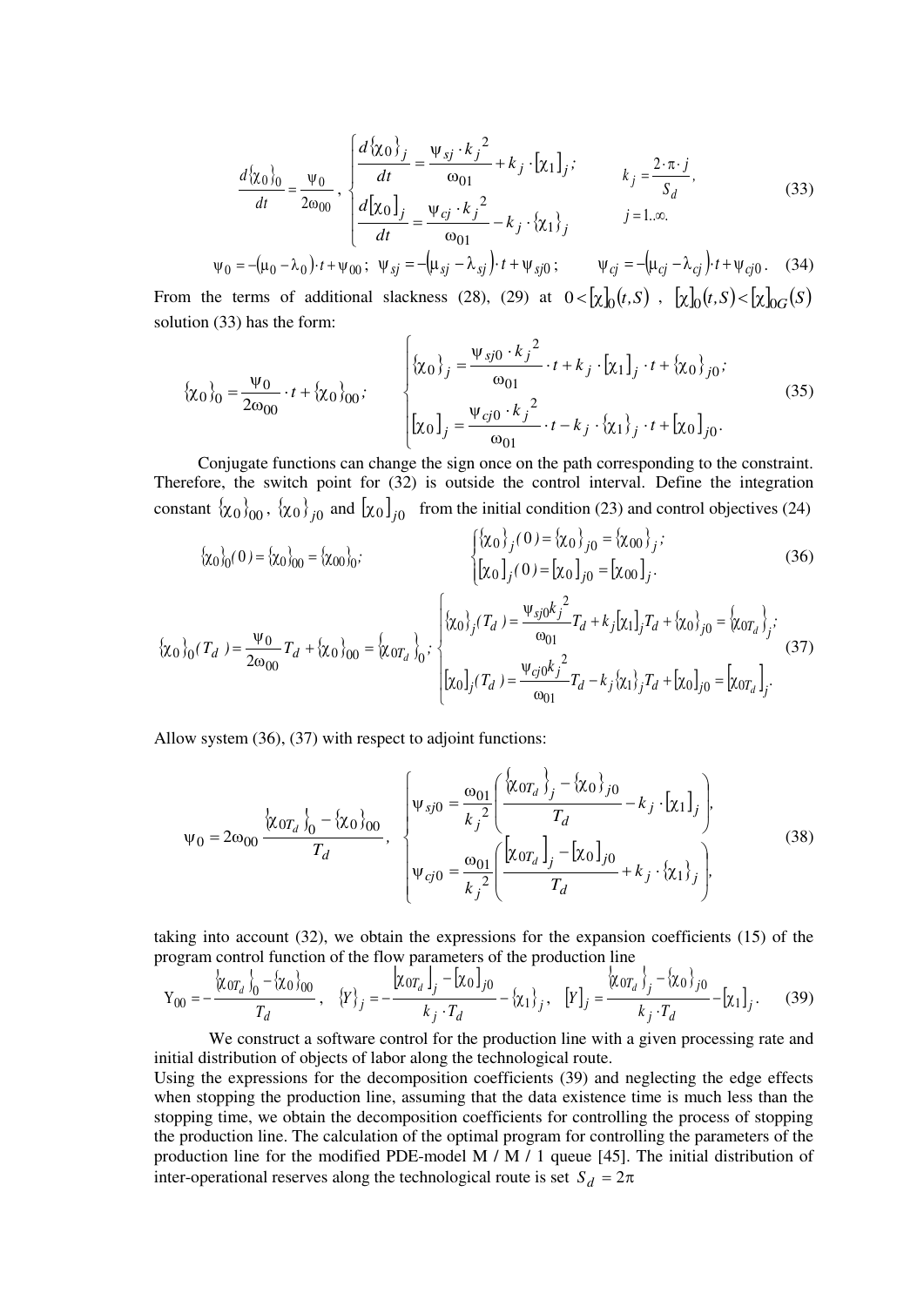$$\frac{d\{\chi_0\}_0}{dt}=\frac{\psi_0}{2\omega_{00}},\quad \begin{cases}\dfrac{d\{\chi_0\}_j}{dt}=\dfrac{\psi_{sj}\cdot k_j^{\,2}}{\omega_{01}}+k_j\cdot[\chi_1]_j;\\[2ex] \dfrac{d[\chi_0]_j}{dt}=\dfrac{\psi_{cj}\cdot k_j^{\,2}}{\omega_{01}}-k_j\cdot\{\chi_1\}_j\end{cases}\qquad \begin{matrix}k_j=\dfrac{2\cdot\pi\cdot j}{S_d},\\[2ex] j=1..\infty.\end{matrix} \tag{33}$$

$$\psi_0=-(\mu_0-\lambda_0)\cdot t+\psi_{00};\ \ \psi_{sj}=-(\mu_{sj}-\lambda_{sj})\cdot t+\psi_{sj0};\qquad \psi_{cj}=-(\mu_{cj}-\lambda_{cj})\cdot t+\psi_{cj0}. \tag{34}$$

From the terms of additional slackness (28), (29) at $0<[\chi]_0(t,S)$ , $[\chi]_0(t,S)<[\chi]_{0G}(S)$ solution (33) has the form:

$$\{\chi_0\}_0=\frac{\psi_0}{2\omega_{00}}\cdot t+\{\chi_0\}_{00};\qquad \begin{cases}\{\chi_0\}_j=\dfrac{\psi_{sj0}\cdot k_j^{\,2}}{\omega_{01}}\cdot t+k_j\cdot[\chi_1]_j\cdot t+\{\chi_0\}_{j0};\\[2ex] [\chi_0]_j=\dfrac{\psi_{cj0}\cdot k_j^{\,2}}{\omega_{01}}\cdot t-k_j\cdot\{\chi_1\}_j\cdot t+[\chi_0]_{j0}.\end{cases} \tag{35}$$

Conjugate functions can change the sign once on the path corresponding to the constraint. Therefore, the switch point for (32) is outside the control interval. Define the integration constant $\{\chi_0\}_{00}$, $\{\chi_0\}_{j0}$ and $[\chi_0]_{j0}$ from the initial condition (23) and control objectives (24)

$$\{\chi_0\}_0(0)=\{\chi_0\}_{00}=\{\chi_{00}\}_0;\qquad \begin{cases}\{\chi_0\}_j(0)=\{\chi_0\}_{j0}=\{\chi_{00}\}_j;\\ [\chi_0]_j(0)=[\chi_0]_{j0}=[\chi_{00}]_j.\end{cases} \tag{36}$$

$$\{\chi_0\}_0(T_d)=\frac{\psi_0}{2\omega_{00}}T_d+\{\chi_0\}_{00}=\{\chi_{0T_d}\}_0;\ \begin{cases}\{\chi_0\}_j(T_d)=\dfrac{\psi_{sj0}k_j^{\,2}}{\omega_{01}}T_d+k_j[\chi_1]_jT_d+\{\chi_0\}_{j0}=\{\chi_{0T_d}\}_j;\\[2ex] [\chi_0]_j(T_d)=\dfrac{\psi_{cj0}k_j^{\,2}}{\omega_{01}}T_d-k_j\{\chi_1\}_jT_d+[\chi_0]_{j0}=[\chi_{0T_d}]_j.\end{cases} \tag{37}$$

Allow system (36), (37) with respect to adjoint functions:

$$\psi_0=2\omega_{00}\frac{\{\chi_{0T_d}\}_0-\{\chi_0\}_{00}}{T_d},\quad \begin{cases}\psi_{sj0}=\dfrac{\omega_{01}}{k_j^{\,2}}\left(\dfrac{\{\chi_{0T_d}\}_j-\{\chi_0\}_{j0}}{T_d}-k_j\cdot[\chi_1]_j\right),\\[3ex] \psi_{cj0}=\dfrac{\omega_{01}}{k_j^{\,2}}\left(\dfrac{[\chi_{0T_d}]_j-[\chi_0]_{j0}}{T_d}+k_j\cdot\{\chi_1\}_j\right),\end{cases} \tag{38}$$

taking into account (32), we obtain the expressions for the expansion coefficients (15) of the program control function of the flow parameters of the production line

$$\Upsilon_{00}=-\frac{\{\chi_{0T_d}\}_0-\{\chi_0\}_{00}}{T_d},\quad \{Y\}_j=-\frac{[\chi_{0T_d}]_j-[\chi_0]_{j0}}{k_j\cdot T_d}-\{\chi_1\}_j,\quad [Y]_j=\frac{\{\chi_{0T_d}\}_j-\{\chi_0\}_{j0}}{k_j\cdot T_d}-[\chi_1]_j. \tag{39}$$

We construct a software control for the production line with a given processing rate and initial distribution of objects of labor along the technological route.

Using the expressions for the decomposition coefficients (39) and neglecting the edge effects when stopping the production line, assuming that the data existence time is much less than the stopping time, we obtain the decomposition coefficients for controlling the process of stopping the production line. The calculation of the optimal program for controlling the parameters of the production line for the modified PDE-model M / M / 1 queue [45]. The initial distribution of inter-operational reserves along the technological route is set $S_d=2\pi$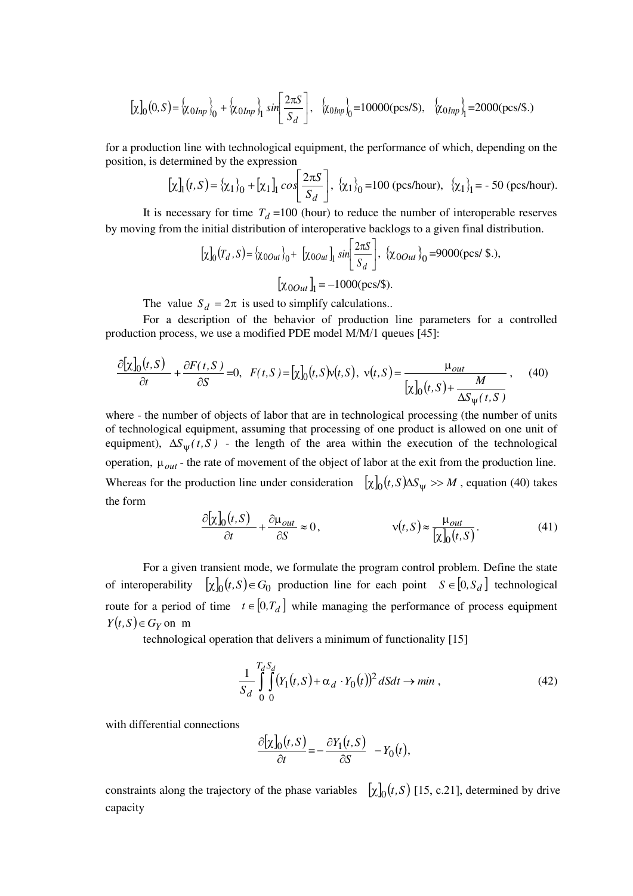$$[\chi]_0(0,S) = \{\chi_{0Inp}\}_0 + \{\chi_{0Inp}\}_1 \sin\left[\frac{2\pi S}{S_d}\right], \quad \{\chi_{0Inp}\}_0 = 10000 \text{(pcs/\$)}, \quad \{\chi_{0Inp}\}_1 = 2000 \text{(pcs/\$.)}$$

for a production line with technological equipment, the performance of which, depending on the position, is determined by the expression

$$[\chi]_1(t,S) = \{\chi_1\}_0 + [\chi_1]_1 \cos\left[\frac{2\pi S}{S_d}\right], \ \{\chi_1\}_0 = 100 \text{ (pcs/hour)}, \ \{\chi_1\}_1 = -\ 50 \text{ (pcs/hour)}.$$

It is necessary for time $T_d = 100$ (hour) to reduce the number of interoperable reserves by moving from the initial distribution of interoperative backlogs to a given final distribution.

$$[\chi]_0(T_d, S) = \{\chi_{0Out}\}_0 + [\chi_{0Out}]_1 \sin\left[\frac{2\pi S}{S_d}\right], \ \{\chi_{0Out}\}_0 = 9000 \text{(pcs/ \$.)},$$

$$[\chi_{0Out}]_1 = -1000 \text{(pcs/\$)}.$$

The value $S_d = 2\pi$ is used to simplify calculations..

For a description of the behavior of production line parameters for a controlled production process, we use a modified PDE model M/M/1 queues [45]:

$$\frac{\partial[\chi]_0(t,S)}{\partial t} + \frac{\partial F(t,S)}{\partial S} = 0, \ F(t,S) = [\chi]_0(t,S)\nu(t,S), \ \nu(t,S) = \frac{\mu_{out}}{[\chi]_0(t,S) + \dfrac{M}{\Delta S_{\psi}(t,S)}}, \quad (40)$$

where - the number of objects of labor that are in technological processing (the number of units of technological equipment, assuming that processing of one product is allowed on one unit of equipment), $\Delta S_{\psi}(t,S)$ - the length of the area within the execution of the technological operation, $\mu_{out}$ - the rate of movement of the object of labor at the exit from the production line. Whereas for the production line under consideration $[\chi]_0(t,S)\Delta S_{\psi} >> M$, equation (40) takes the form

$$\frac{\partial[\chi]_0(t,S)}{\partial t} + \frac{\partial \mu_{out}}{\partial S} \approx 0, \qquad \nu(t,S) \approx \frac{\mu_{out}}{[\chi]_0(t,S)}. \quad (41)$$

For a given transient mode, we formulate the program control problem. Define the state of interoperability $[\chi]_0(t,S) \in G_0$ production line for each point $S \in [0, S_d]$ technological route for a period of time $t \in [0, T_d]$ while managing the performance of process equipment $Y(t,S) \in G_Y$ on m

technological operation that delivers a minimum of functionality [15]

$$\frac{1}{S_d} \int_0^{T_d} \int_0^{S_d} \left(Y_1(t,S) + \alpha_d \cdot Y_0(t)\right)^2 dS dt \to min, \quad (42)$$

with differential connections

$$\frac{\partial[\chi]_0(t,S)}{\partial t} = -\frac{\partial Y_1(t,S)}{\partial S} - Y_0(t),$$

constraints along the trajectory of the phase variables $[\chi]_0(t,S)$ [15, c.21], determined by drive capacity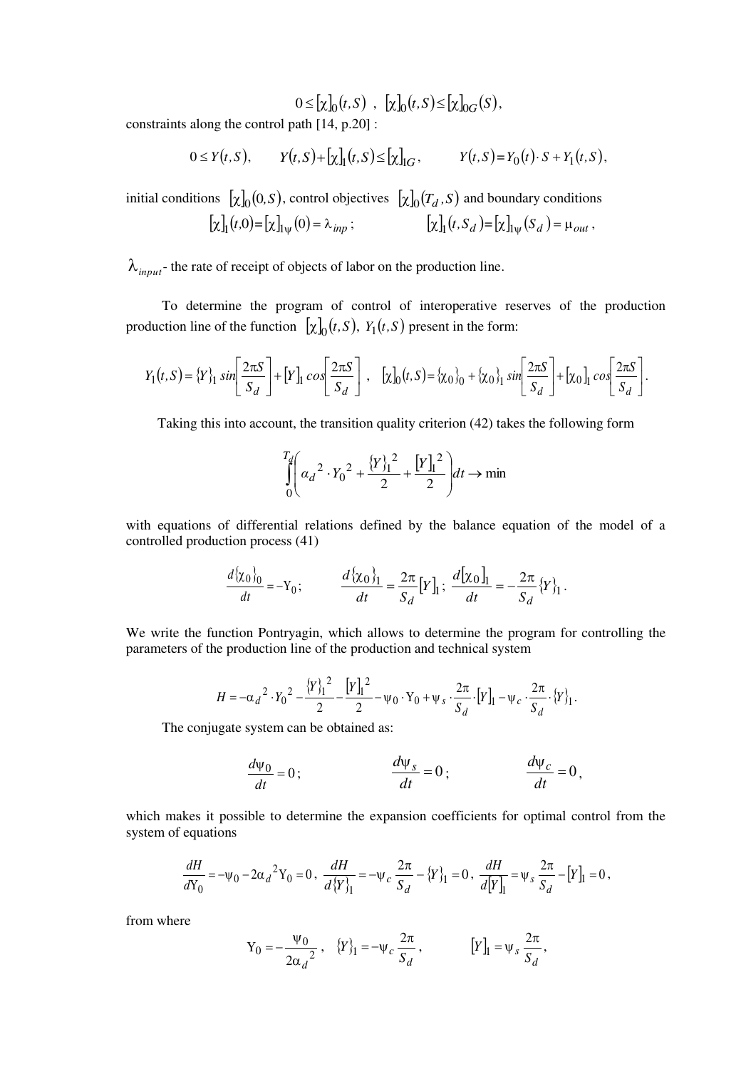$$0 \le [\chi]_0(t,S)\ ,\ \ [\chi]_0(t,S) \le [\chi]_{0G}(S),$$

constraints along the control path [14, p.20] :

$$0 \le Y(t,S), \qquad Y(t,S) + [\chi]_1(t,S) \le [\chi]_{1G}, \qquad Y(t,S) = Y_0(t)\cdot S + Y_1(t,S),$$

initial conditions $[\chi]_0(0,S)$, control objectives $[\chi]_0(T_d,S)$ and boundary conditions

$$[\chi]_1(t,0) = [\chi]_{1\psi}(0) = \lambda_{inp}\,; \qquad\qquad [\chi]_1(t,S_d) = [\chi]_{1\psi}(S_d) = \mu_{out}\,,$$

$\lambda_{input}$- the rate of receipt of objects of labor on the production line.

To determine the program of control of interoperative reserves of the production production line of the function $[\chi]_0(t,S),\ Y_1(t,S)$ present in the form:

$$Y_1(t,S) = \{Y\}_1 \sin\left[\frac{2\pi S}{S_d}\right] + [Y]_1 \cos\left[\frac{2\pi S}{S_d}\right],\quad [\chi]_0(t,S) = \{\chi_0\}_0 + \{\chi_0\}_1 \sin\left[\frac{2\pi S}{S_d}\right] + [\chi_0]_1 \cos\left[\frac{2\pi S}{S_d}\right].$$

Taking this into account, the transition quality criterion (42) takes the following form

$$\int_0^{T_d}\left(\alpha_d^{\,2}\cdot Y_0^{\,2} + \frac{\{Y\}_1^{\,2}}{2} + \frac{[Y]_1^{\,2}}{2}\right)dt \to \min$$

with equations of differential relations defined by the balance equation of the model of a controlled production process (41)

$$\frac{d\{\chi_0\}_0}{dt} = -Y_0; \qquad \frac{d\{\chi_0\}_1}{dt} = \frac{2\pi}{S_d}[Y]_1;\ \frac{d[\chi_0]_1}{dt} = -\frac{2\pi}{S_d}\{Y\}_1.$$

We write the function Pontryagin, which allows to determine the program for controlling the parameters of the production line of the production and technical system

$$H = -\alpha_d^{\,2}\cdot Y_0^{\,2} - \frac{\{Y\}_1^{\,2}}{2} - \frac{[Y]_1^{\,2}}{2} - \psi_0\cdot Y_0 + \psi_s\cdot\frac{2\pi}{S_d}\cdot[Y]_1 - \psi_c\cdot\frac{2\pi}{S_d}\cdot\{Y\}_1.$$

The conjugate system can be obtained as:

$$\frac{d\psi_0}{dt} = 0; \qquad\qquad \frac{d\psi_s}{dt} = 0; \qquad\qquad \frac{d\psi_c}{dt} = 0,$$

which makes it possible to determine the expansion coefficients for optimal control from the system of equations

$$\frac{dH}{dY_0} = -\psi_0 - 2\alpha_d^{\,2}Y_0 = 0,\ \frac{dH}{d\{Y\}_1} = -\psi_c\frac{2\pi}{S_d} - \{Y\}_1 = 0,\ \frac{dH}{d[Y]_1} = \psi_s\frac{2\pi}{S_d} - [Y]_1 = 0,$$

from where

$$Y_0 = -\frac{\psi_0}{2\alpha_d^{\,2}},\quad \{Y\}_1 = -\psi_c\frac{2\pi}{S_d}, \qquad [Y]_1 = \psi_s\frac{2\pi}{S_d},$$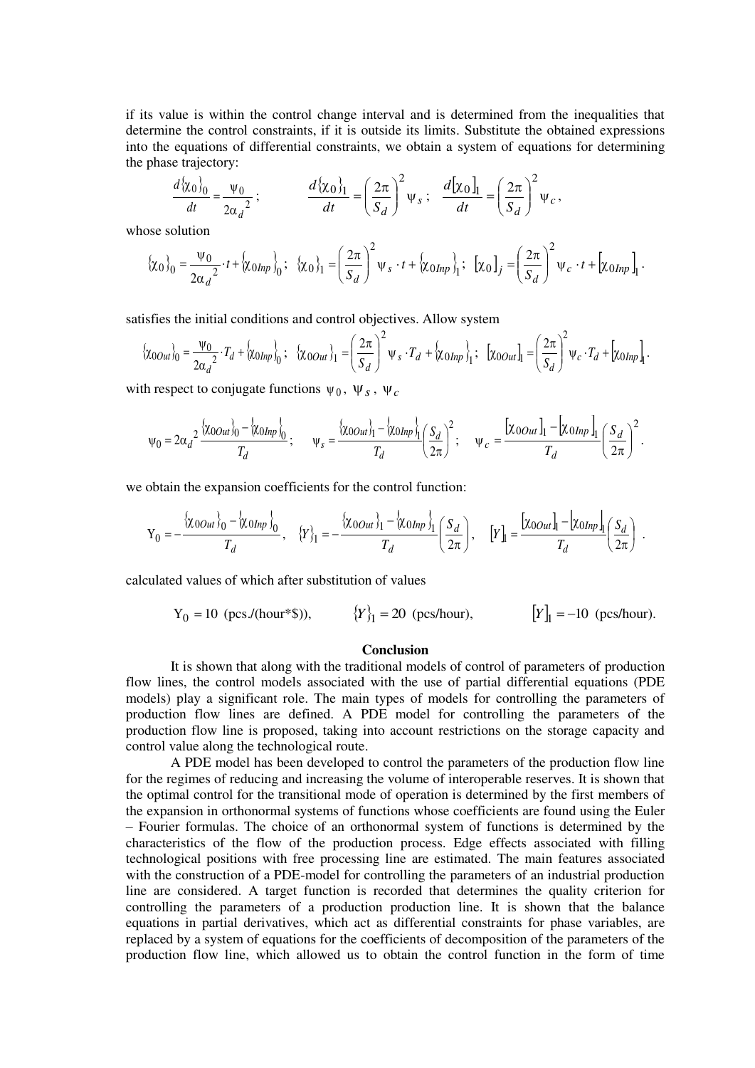if its value is within the control change interval and is determined from the inequalities that determine the control constraints, if it is outside its limits. Substitute the obtained expressions into the equations of differential constraints, we obtain a system of equations for determining the phase trajectory:

$$\frac{d\{\chi_0\}_0}{dt} = \frac{\psi_0}{2\alpha_d^{\,2}}; \qquad \frac{d\{\chi_0\}_1}{dt} = \left(\frac{2\pi}{S_d}\right)^2 \psi_s; \quad \frac{d[\chi_0]_1}{dt} = \left(\frac{2\pi}{S_d}\right)^2 \psi_c,$$

whose solution

$$\{\chi_0\}_0 = \frac{\psi_0}{2\alpha_d^{\,2}} \cdot t + \{\chi_{0Inp}\}_0; \quad \{\chi_0\}_1 = \left(\frac{2\pi}{S_d}\right)^2 \psi_s \cdot t + \{\chi_{0Inp}\}_1; \quad [\chi_0]_j = \left(\frac{2\pi}{S_d}\right)^2 \psi_c \cdot t + [\chi_{0Inp}]_1.$$

satisfies the initial conditions and control objectives. Allow system

$$\{\chi_{0Out}\}_0 = \frac{\psi_0}{2\alpha_d^{\,2}} \cdot T_d + \{\chi_{0Inp}\}_0; \quad \{\chi_{0Out}\}_1 = \left(\frac{2\pi}{S_d}\right)^2 \psi_s \cdot T_d + \{\chi_{0Inp}\}_1; \quad [\chi_{0Out}]_1 = \left(\frac{2\pi}{S_d}\right)^2 \psi_c \cdot T_d + [\chi_{0Inp}]_1.$$

with respect to conjugate functions $\psi_0$, $\psi_s$, $\psi_c$

$$\psi_0 = 2\alpha_d^{\,2}\frac{\{\chi_{0Out}\}_0 - \{\chi_{0Inp}\}_0}{T_d}; \qquad \psi_s = \frac{\{\chi_{0Out}\}_1 - \{\chi_{0Inp}\}_1}{T_d}\left(\frac{S_d}{2\pi}\right)^2; \qquad \psi_c = \frac{[\chi_{0Out}]_1 - [\chi_{0Inp}]_1}{T_d}\left(\frac{S_d}{2\pi}\right)^2.$$

we obtain the expansion coefficients for the control function:

$$\Upsilon_0 = -\frac{\{\chi_{0Out}\}_0 - \{\chi_{0Inp}\}_0}{T_d}, \quad \{Y\}_1 = -\frac{\{\chi_{0Out}\}_1 - \{\chi_{0Inp}\}_1}{T_d}\left(\frac{S_d}{2\pi}\right), \quad [Y]_1 = \frac{[\chi_{0Out}]_1 - [\chi_{0Inp}]_1}{T_d}\left(\frac{S_d}{2\pi}\right).$$

calculated values of which after substitution of values

$$\Upsilon_0 = 10 \text{ (pcs./(hour*\$))}, \qquad \{Y\}_1 = 20 \text{ (pcs/hour)}, \qquad [Y]_1 = -10 \text{ (pcs/hour)}.$$

## Conclusion

It is shown that along with the traditional models of control of parameters of production flow lines, the control models associated with the use of partial differential equations (PDE models) play a significant role. The main types of models for controlling the parameters of production flow lines are defined. A PDE model for controlling the parameters of the production flow line is proposed, taking into account restrictions on the storage capacity and control value along the technological route.

A PDE model has been developed to control the parameters of the production flow line for the regimes of reducing and increasing the volume of interoperable reserves. It is shown that the optimal control for the transitional mode of operation is determined by the first members of the expansion in orthonormal systems of functions whose coefficients are found using the Euler – Fourier formulas. The choice of an orthonormal system of functions is determined by the characteristics of the flow of the production process. Edge effects associated with filling technological positions with free processing line are estimated. The main features associated with the construction of a PDE-model for controlling the parameters of an industrial production line are considered. A target function is recorded that determines the quality criterion for controlling the parameters of a production production line. It is shown that the balance equations in partial derivatives, which act as differential constraints for phase variables, are replaced by a system of equations for the coefficients of decomposition of the parameters of the production flow line, which allowed us to obtain the control function in the form of time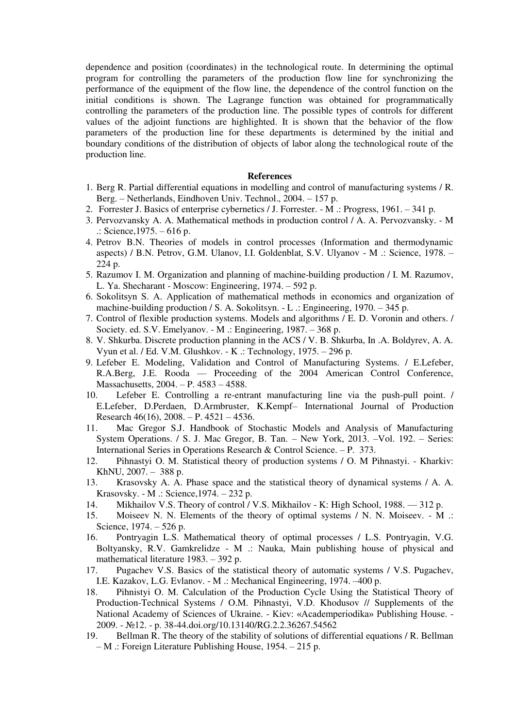dependence and position (coordinates) in the technological route. In determining the optimal program for controlling the parameters of the production flow line for synchronizing the performance of the equipment of the flow line, the dependence of the control function on the initial conditions is shown. The Lagrange function was obtained for programmatically controlling the parameters of the production line. The possible types of controls for different values of the adjoint functions are highlighted. It is shown that the behavior of the flow parameters of the production line for these departments is determined by the initial and boundary conditions of the distribution of objects of labor along the technological route of the production line.

**References**

1. Berg R. Partial differential equations in modelling and control of manufacturing systems / R. Berg. – Netherlands, Eindhoven Univ. Technol., 2004. – 157 p.
2. Forrester J. Basics of enterprise cybernetics / J. Forrester. - M .: Progress, 1961. – 341 p.
3. Pervozvansky A. A. Mathematical methods in production control / A. A. Pervozvansky. - M .: Science,1975. – 616 p.
4. Petrov B.N. Theories of models in control processes (Information and thermodynamic aspects) / B.N. Petrov, G.M. Ulanov, I.I. Goldenblat, S.V. Ulyanov - M .: Science, 1978. – 224 p.
5. Razumov I. M. Organization and planning of machine-building production / I. M. Razumov, L. Ya. Shecharant - Moscow: Engineering, 1974. – 592 p.
6. Sokolitsyn S. A. Application of mathematical methods in economics and organization of machine-building production / S. A. Sokolitsyn. - L .: Engineering, 1970. – 345 p.
7. Control of flexible production systems. Models and algorithms / E. D. Voronin and others. / Society. ed. S.V. Emelyanov. - M .: Engineering, 1987. – 368 p.
8. V. Shkurba. Discrete production planning in the ACS / V. B. Shkurba, In .A. Boldyrev, A. A. Vyun et al. / Ed. V.M. Glushkov. - K .: Technology, 1975. – 296 p.
9. Lefeber E. Modeling, Validation and Control of Manufacturing Systems. / E.Lefeber, R.A.Berg, J.E. Rooda — Proceeding of the 2004 American Control Conference, Massachusetts, 2004. – P. 4583 – 4588.
10. Lefeber E. Controlling a re-entrant manufacturing line via the push-pull point. / E.Lefeber, D.Perdaen, D.Armbruster, K.Kempf– International Journal of Production Research 46(16), 2008. – P. 4521 – 4536.
11. Mac Gregor S.J. Handbook of Stochastic Models and Analysis of Manufacturing System Operations. / S. J. Mac Gregor, B. Tan. – New York, 2013. –Vol. 192. – Series: International Series in Operations Research & Control Science. – P. 373.
12. Pihnastyi O. M. Statistical theory of production systems / O. M Pihnastyi. - Kharkiv: KhNU, 2007. – 388 p.
13. Krasovsky A. A. Phase space and the statistical theory of dynamical systems / A. A. Krasovsky. - M .: Science,1974. – 232 p.
14. Mikhailov V.S. Theory of control / V.S. Mikhailov - K: High School, 1988. — 312 p.
15. Moiseev N. N. Elements of the theory of optimal systems / N. N. Moiseev. - M .: Science, 1974. – 526 p.
16. Pontryagin L.S. Mathematical theory of optimal processes / L.S. Pontryagin, V.G. Boltyansky, R.V. Gamkrelidze - M .: Nauka, Main publishing house of physical and mathematical literature 1983. – 392 p.
17. Pugachev V.S. Basics of the statistical theory of automatic systems / V.S. Pugachev, I.E. Kazakov, L.G. Evlanov. - M .: Mechanical Engineering, 1974. –400 p.
18. Pihnistyi O. M. Calculation of the Production Cycle Using the Statistical Theory of Production-Technical Systems / O.M. Pihnastyi, V.D. Khodusov // Supplements of the National Academy of Sciences of Ukraine. - Kiev: «Academperiodika» Publishing House. - 2009. - №12. - p. 38-44.doi.org/10.13140/RG.2.2.36267.54562
19. Bellman R. The theory of the stability of solutions of differential equations / R. Bellman – M .: Foreign Literature Publishing House, 1954. – 215 p.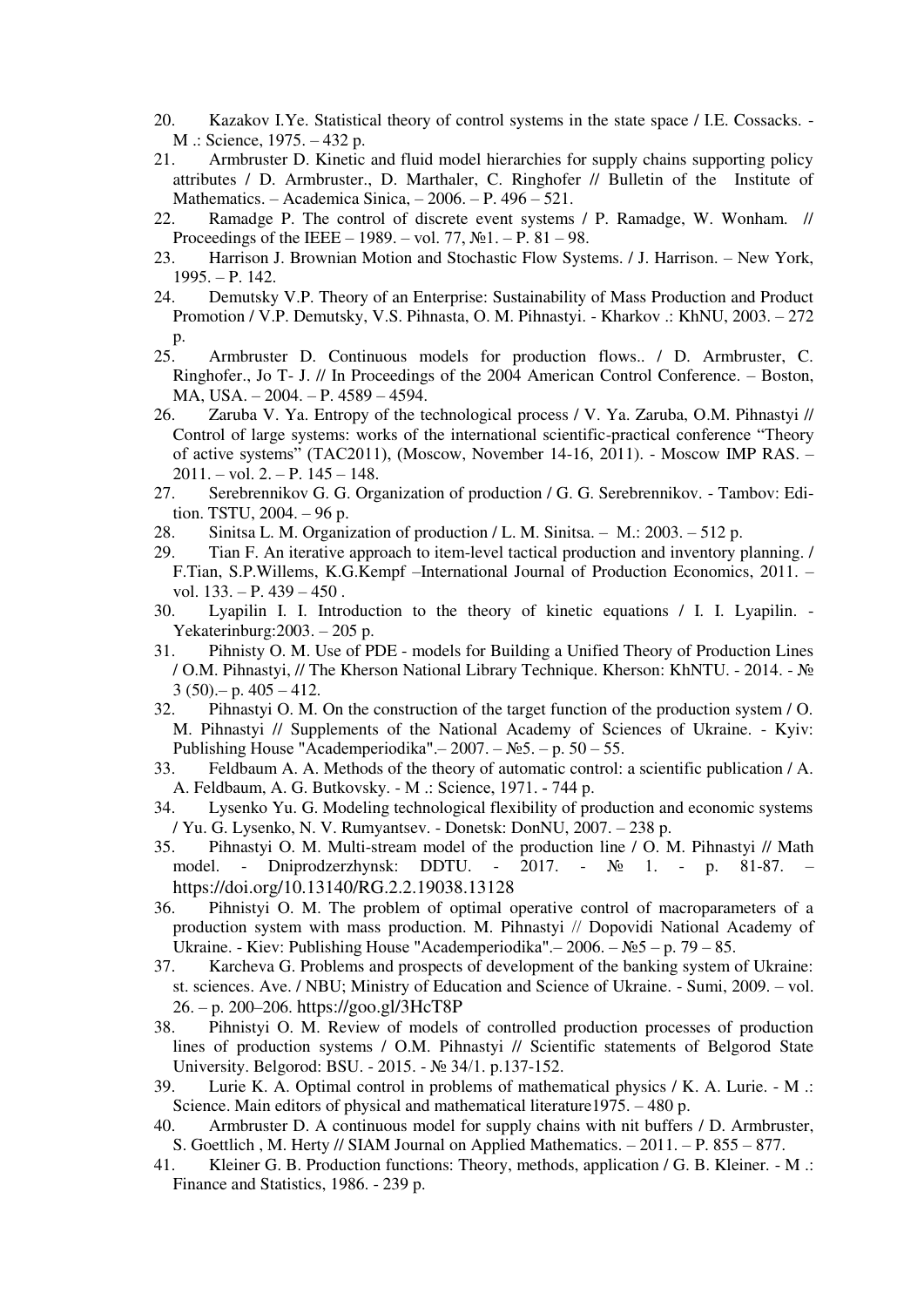20. Kazakov I.Ye. Statistical theory of control systems in the state space / I.E. Cossacks. - M .: Science, 1975. – 432 p.
21. Armbruster D. Kinetic and fluid model hierarchies for supply chains supporting policy attributes / D. Armbruster., D. Marthaler, C. Ringhofer // Bulletin of the Institute of Mathematics. – Academica Sinica, – 2006. – P. 496 – 521.
22. Ramadge P. The control of discrete event systems / P. Ramadge, W. Wonham. // Proceedings of the IEEE – 1989. – vol. 77, №1. – P. 81 – 98.
23. Harrison J. Brownian Motion and Stochastic Flow Systems. / J. Harrison. – New York, 1995. – P. 142.
24. Demutsky V.P. Theory of an Enterprise: Sustainability of Mass Production and Product Promotion / V.P. Demutsky, V.S. Pihnasta, O. M. Pihnastyi. - Kharkov .: KhNU, 2003. – 272 p.
25. Armbruster D. Continuous models for production flows.. / D. Armbruster, C. Ringhofer., Jo T- J. // In Proceedings of the 2004 American Control Conference. – Boston, MA, USA. – 2004. – P. 4589 – 4594.
26. Zaruba V. Ya. Entropy of the technological process / V. Ya. Zaruba, O.M. Pihnastyi // Control of large systems: works of the international scientific-practical conference "Theory of active systems" (TAC2011), (Moscow, November 14-16, 2011). - Moscow IMP RAS. – 2011. – vol. 2. – P. 145 – 148.
27. Serebrennikov G. G. Organization of production / G. G. Serebrennikov. - Tambov: Edition. TSTU, 2004. – 96 p.
28. Sinitsa L. M. Organization of production / L. M. Sinitsa. – M.: 2003. – 512 p.
29. Tian F. An iterative approach to item-level tactical production and inventory planning. / F.Tian, S.P.Willems, K.G.Kempf –International Journal of Production Economics, 2011. – vol. 133. – P. 439 – 450 .
30. Lyapilin I. I. Introduction to the theory of kinetic equations / I. I. Lyapilin. - Yekaterinburg:2003. – 205 p.
31. Pihnisty O. M. Use of PDE - models for Building a Unified Theory of Production Lines / O.M. Pihnastyi, // The Kherson National Library Technique. Kherson: KhNTU. - 2014. - № 3 (50).– p. 405 – 412.
32. Pihnastyi O. M. On the construction of the target function of the production system / O. M. Pihnastyi // Supplements of the National Academy of Sciences of Ukraine. - Kyiv: Publishing House "Academperiodika".– 2007. – №5. – p. 50 – 55.
33. Feldbaum A. A. Methods of the theory of automatic control: a scientific publication / A. A. Feldbaum, A. G. Butkovsky. - M .: Science, 1971. - 744 p.
34. Lysenko Yu. G. Modeling technological flexibility of production and economic systems / Yu. G. Lysenko, N. V. Rumyantsev. - Donetsk: DonNU, 2007. – 238 p.
35. Pihnastyi O. M. Multi-stream model of the production line / O. M. Pihnastyi // Math model. - Dniprodzerzhynsk: DDTU. - 2017. - № 1. - p. 81-87. – https://doi.org/10.13140/RG.2.2.19038.13128
36. Pihnistyi O. M. The problem of optimal operative control of macroparameters of a production system with mass production. M. Pihnastyi // Dopovidi National Academy of Ukraine. - Kiev: Publishing House "Academperiodika".– 2006. – №5 – p. 79 – 85.
37. Karcheva G. Problems and prospects of development of the banking system of Ukraine: st. sciences. Ave. / NBU; Ministry of Education and Science of Ukraine. - Sumi, 2009. – vol. 26. – p. 200–206. https://goo.gl/3HcT8P
38. Pihnistyi O. M. Review of models of controlled production processes of production lines of production systems / O.M. Pihnastyi // Scientific statements of Belgorod State University. Belgorod: BSU. - 2015. - № 34/1. p.137-152.
39. Lurie K. A. Optimal control in problems of mathematical physics / K. A. Lurie. - M .: Science. Main editors of physical and mathematical literature1975. – 480 p.
40. Armbruster D. A continuous model for supply chains with nit buffers / D. Armbruster, S. Goettlich , M. Herty // SIAM Journal on Applied Mathematics. – 2011. – P. 855 – 877.
41. Kleiner G. B. Production functions: Theory, methods, application / G. B. Kleiner. - M .: Finance and Statistics, 1986. - 239 p.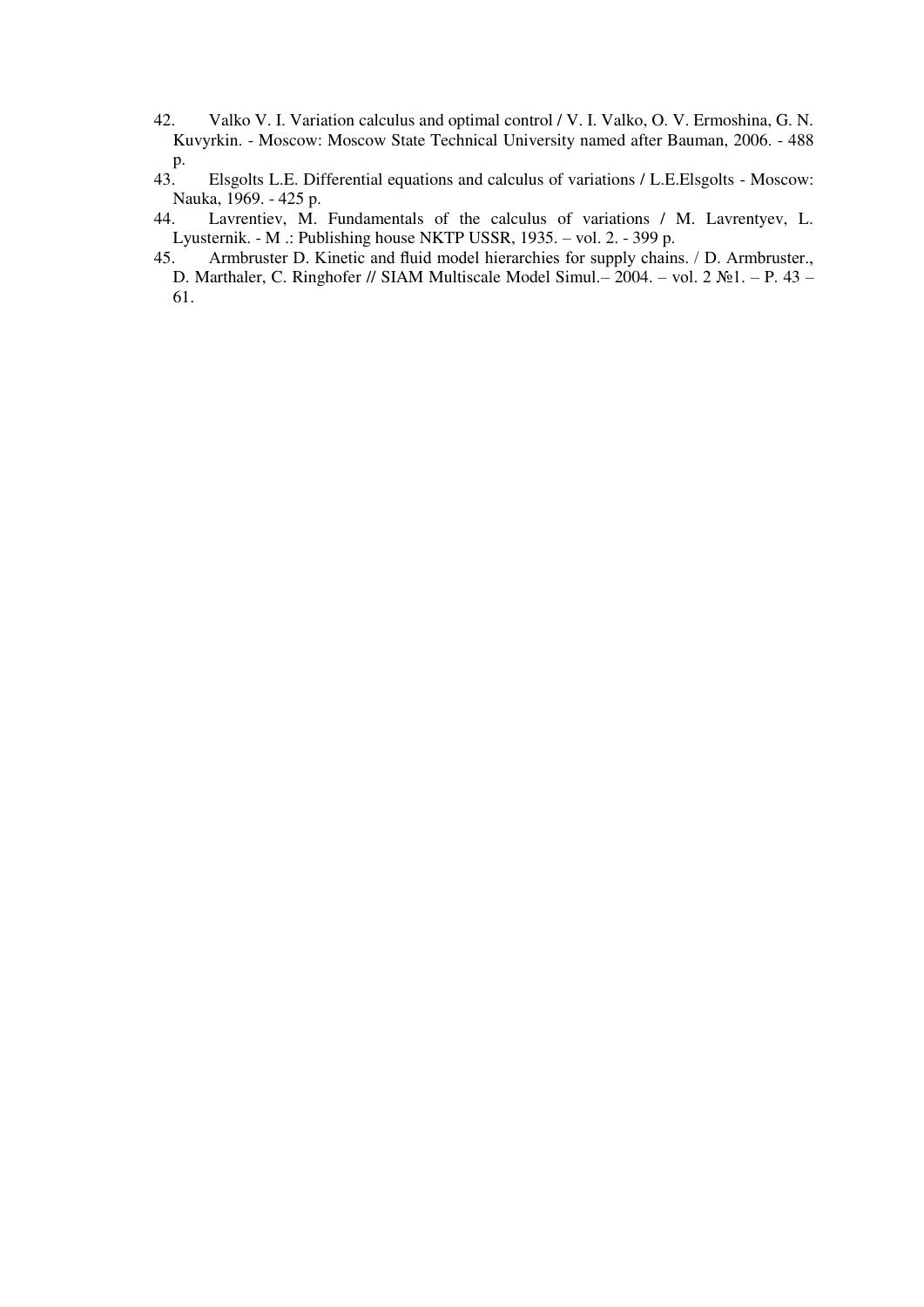42. Valko V. I. Variation calculus and optimal control / V. I. Valko, O. V. Ermoshina, G. N. Kuvyrkin. - Moscow: Moscow State Technical University named after Bauman, 2006. - 488 p.
43. Elsgolts L.E. Differential equations and calculus of variations / L.E.Elsgolts - Moscow: Nauka, 1969. - 425 p.
44. Lavrentiev, M. Fundamentals of the calculus of variations / M. Lavrentyev, L. Lyusternik. - M .: Publishing house NKTP USSR, 1935. – vol. 2. - 399 p.
45. Armbruster D. Kinetic and fluid model hierarchies for supply chains. / D. Armbruster., D. Marthaler, C. Ringhofer // SIAM Multiscale Model Simul.– 2004. – vol. 2 №1. – P. 43 – 61.